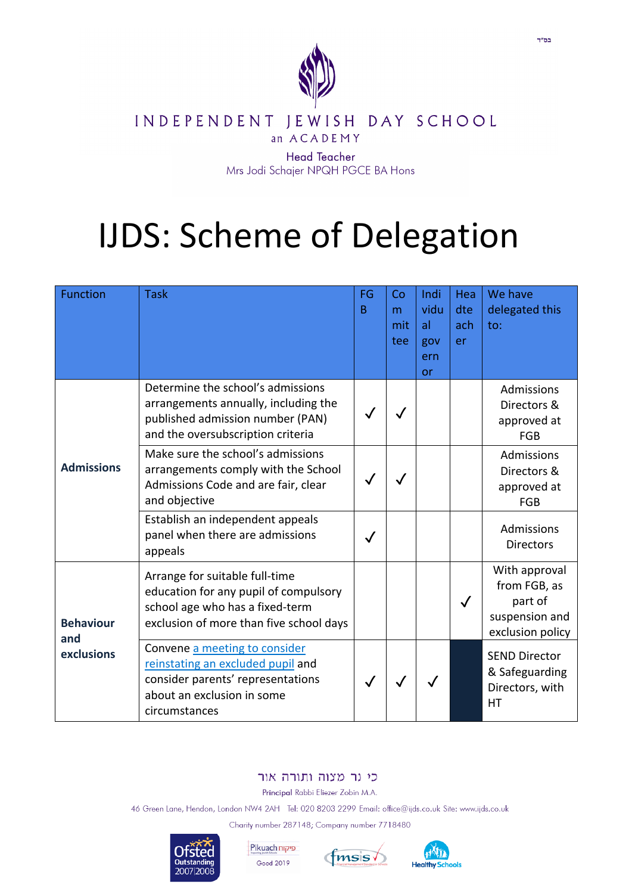בס"ד

INDEPENDENT JEWISH DAY SCHOOL

an ACADEMY

Head Teacher
Mrs Jodi Schajer NPQH PGCE BA Hons

# IJDS: Scheme of Delegation

| Function | Task | FGB | Committee | Individual governor | Headteacher | We have delegated this to: |
|---|---|---|---|---|---|---|
| **Admissions** | Determine the school's admissions arrangements annually, including the published admission number (PAN) and the oversubscription criteria | ✓ | ✓ | | | Admissions Directors & approved at FGB |
| | Make sure the school's admissions arrangements comply with the School Admissions Code and are fair, clear and objective | ✓ | ✓ | | | Admissions Directors & approved at FGB |
| | Establish an independent appeals panel when there are admissions appeals | ✓ | | | | Admissions Directors |
| **Behaviour and exclusions** | Arrange for suitable full-time education for any pupil of compulsory school age who has a fixed-term exclusion of more than five school days | | | | ✓ | With approval from FGB, as part of suspension and exclusion policy |
| | Convene a meeting to consider reinstating an excluded pupil and consider parents' representations about an exclusion in some circumstances | ✓ | ✓ | ✓ | | SEND Director & Safeguarding Directors, with HT |

כי נר מצוה ותורה אור

Principal Rabbi Eliezer Zobin M.A.

46 Green Lane, Hendon, London NW4 2AH Tel: 020 8203 2299 Email: office@ijds.co.uk Site: www.ijds.co.uk

Charity number 287148; Company number 7718480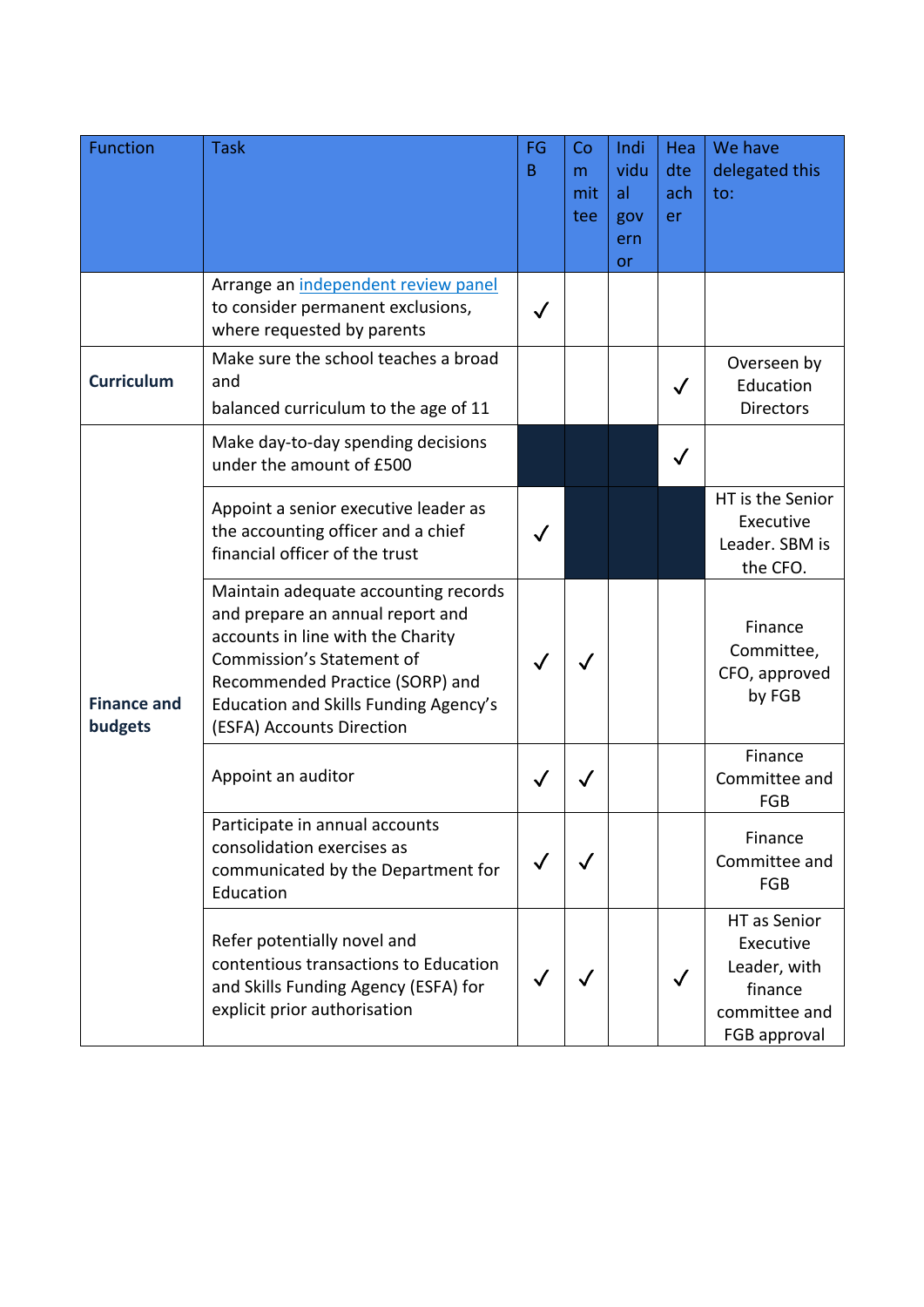| Function | Task | FGB | Committee | Individual governor | Headteacher | We have delegated this to: |
|---|---|---|---|---|---|---|
| | Arrange an independent review panel to consider permanent exclusions, where requested by parents | ✓ | | | | |
| **Curriculum** | Make sure the school teaches a broad and balanced curriculum to the age of 11 | | | | ✓ | Overseen by Education Directors |
| **Finance and budgets** | Make day-to-day spending decisions under the amount of £500 | | | | ✓ | |
| | Appoint a senior executive leader as the accounting officer and a chief financial officer of the trust | ✓ | | | | HT is the Senior Executive Leader. SBM is the CFO. |
| | Maintain adequate accounting records and prepare an annual report and accounts in line with the Charity Commission's Statement of Recommended Practice (SORP) and Education and Skills Funding Agency's (ESFA) Accounts Direction | ✓ | ✓ | | | Finance Committee, CFO, approved by FGB |
| | Appoint an auditor | ✓ | ✓ | | | Finance Committee and FGB |
| | Participate in annual accounts consolidation exercises as communicated by the Department for Education | ✓ | ✓ | | | Finance Committee and FGB |
| | Refer potentially novel and contentious transactions to Education and Skills Funding Agency (ESFA) for explicit prior authorisation | ✓ | ✓ | | ✓ | HT as Senior Executive Leader, with finance committee and FGB approval |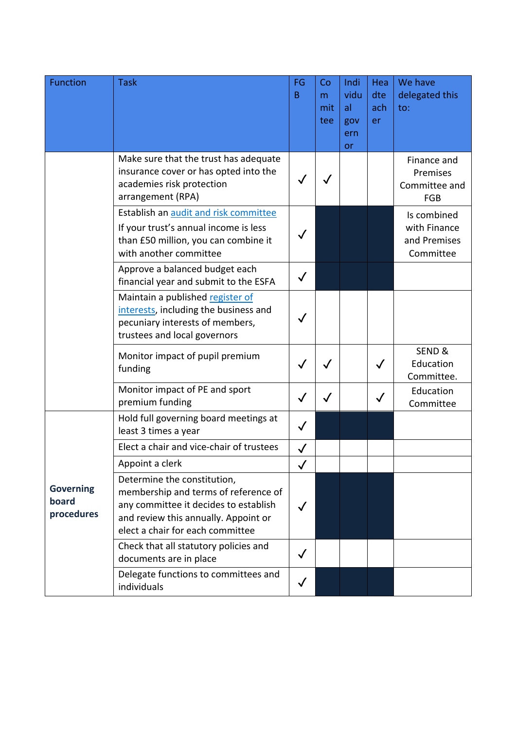| Function | Task | FGB | Committee | Individual governor | Headteacher | We have delegated this to: |
|---|---|---|---|---|---|---|
| | Make sure that the trust has adequate insurance cover or has opted into the academies risk protection arrangement (RPA) | ✓ | ✓ | | | Finance and Premises Committee and FGB |
| | Establish an audit and risk committee<br>If your trust's annual income is less than £50 million, you can combine it with another committee | ✓ | | | | Is combined with Finance and Premises Committee |
| | Approve a balanced budget each financial year and submit to the ESFA | ✓ | | | | |
| | Maintain a published register of interests, including the business and pecuniary interests of members, trustees and local governors | ✓ | | | | |
| | Monitor impact of pupil premium funding | ✓ | ✓ | | ✓ | SEND & Education Committee. |
| | Monitor impact of PE and sport premium funding | ✓ | ✓ | | ✓ | Education Committee |
| **Governing board procedures** | Hold full governing board meetings at least 3 times a year | ✓ | | | | |
| | Elect a chair and vice-chair of trustees | ✓ | | | | |
| | Appoint a clerk | ✓ | | | | |
| | Determine the constitution, membership and terms of reference of any committee it decides to establish and review this annually. Appoint or elect a chair for each committee | ✓ | | | | |
| | Check that all statutory policies and documents are in place | ✓ | | | | |
| | Delegate functions to committees and individuals | ✓ | | | | |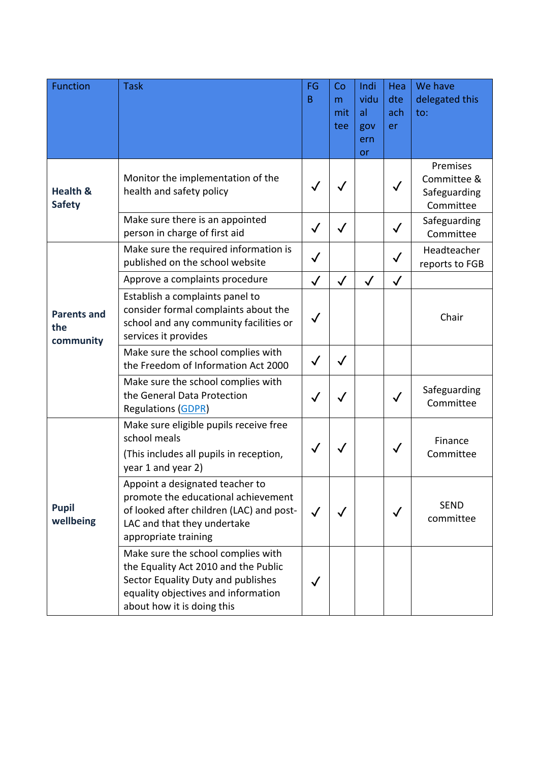| Function | Task | FGB | Committee | Individual governor | Headteacher | We have delegated this to: |
|---|---|---|---|---|---|---|
| **Health & Safety** | Monitor the implementation of the health and safety policy | ✓ | ✓ | | ✓ | Premises Committee & Safeguarding Committee |
| | Make sure there is an appointed person in charge of first aid | ✓ | ✓ | | ✓ | Safeguarding Committee |
| **Parents and the community** | Make sure the required information is published on the school website | ✓ | | | ✓ | Headteacher reports to FGB |
| | Approve a complaints procedure | ✓ | ✓ | ✓ | ✓ | |
| | Establish a complaints panel to consider formal complaints about the school and any community facilities or services it provides | ✓ | | | | Chair |
| | Make sure the school complies with the Freedom of Information Act 2000 | ✓ | ✓ | | | |
| | Make sure the school complies with the General Data Protection Regulations (GDPR) | ✓ | ✓ | | ✓ | Safeguarding Committee |
| **Pupil wellbeing** | Make sure eligible pupils receive free school meals (This includes all pupils in reception, year 1 and year 2) | ✓ | ✓ | | ✓ | Finance Committee |
| | Appoint a designated teacher to promote the educational achievement of looked after children (LAC) and post-LAC and that they undertake appropriate training | ✓ | ✓ | | ✓ | SEND committee |
| | Make sure the school complies with the Equality Act 2010 and the Public Sector Equality Duty and publishes equality objectives and information about how it is doing this | ✓ | | | | |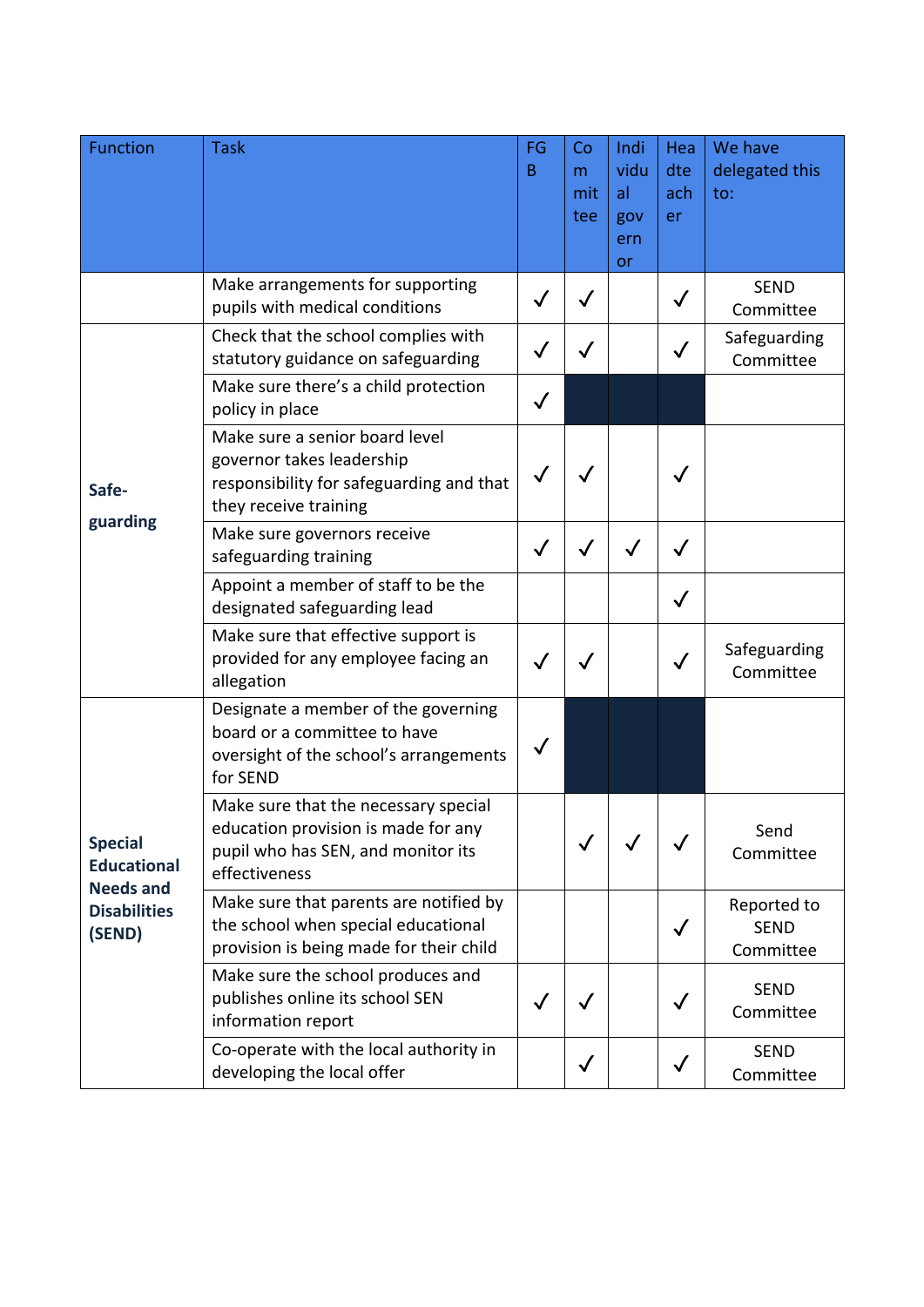| Function | Task | FGB | Committee | Individual governor | Headteacher | We have delegated this to: |
|---|---|---|---|---|---|---|
| | Make arrangements for supporting pupils with medical conditions | ✓ | ✓ | | ✓ | SEND Committee |
| **Safe-guarding** | Check that the school complies with statutory guidance on safeguarding | ✓ | ✓ | | ✓ | Safeguarding Committee |
| | Make sure there's a child protection policy in place | ✓ | | | | |
| | Make sure a senior board level governor takes leadership responsibility for safeguarding and that they receive training | ✓ | ✓ | | ✓ | |
| | Make sure governors receive safeguarding training | ✓ | ✓ | ✓ | ✓ | |
| | Appoint a member of staff to be the designated safeguarding lead | | | | ✓ | |
| | Make sure that effective support is provided for any employee facing an allegation | ✓ | ✓ | | ✓ | Safeguarding Committee |
| **Special Educational Needs and Disabilities (SEND)** | Designate a member of the governing board or a committee to have oversight of the school's arrangements for SEND | ✓ | | | | |
| | Make sure that the necessary special education provision is made for any pupil who has SEN, and monitor its effectiveness | | ✓ | ✓ | ✓ | Send Committee |
| | Make sure that parents are notified by the school when special educational provision is being made for their child | | | | ✓ | Reported to SEND Committee |
| | Make sure the school produces and publishes online its school SEN information report | ✓ | ✓ | | ✓ | SEND Committee |
| | Co-operate with the local authority in developing the local offer | | ✓ | | ✓ | SEND Committee |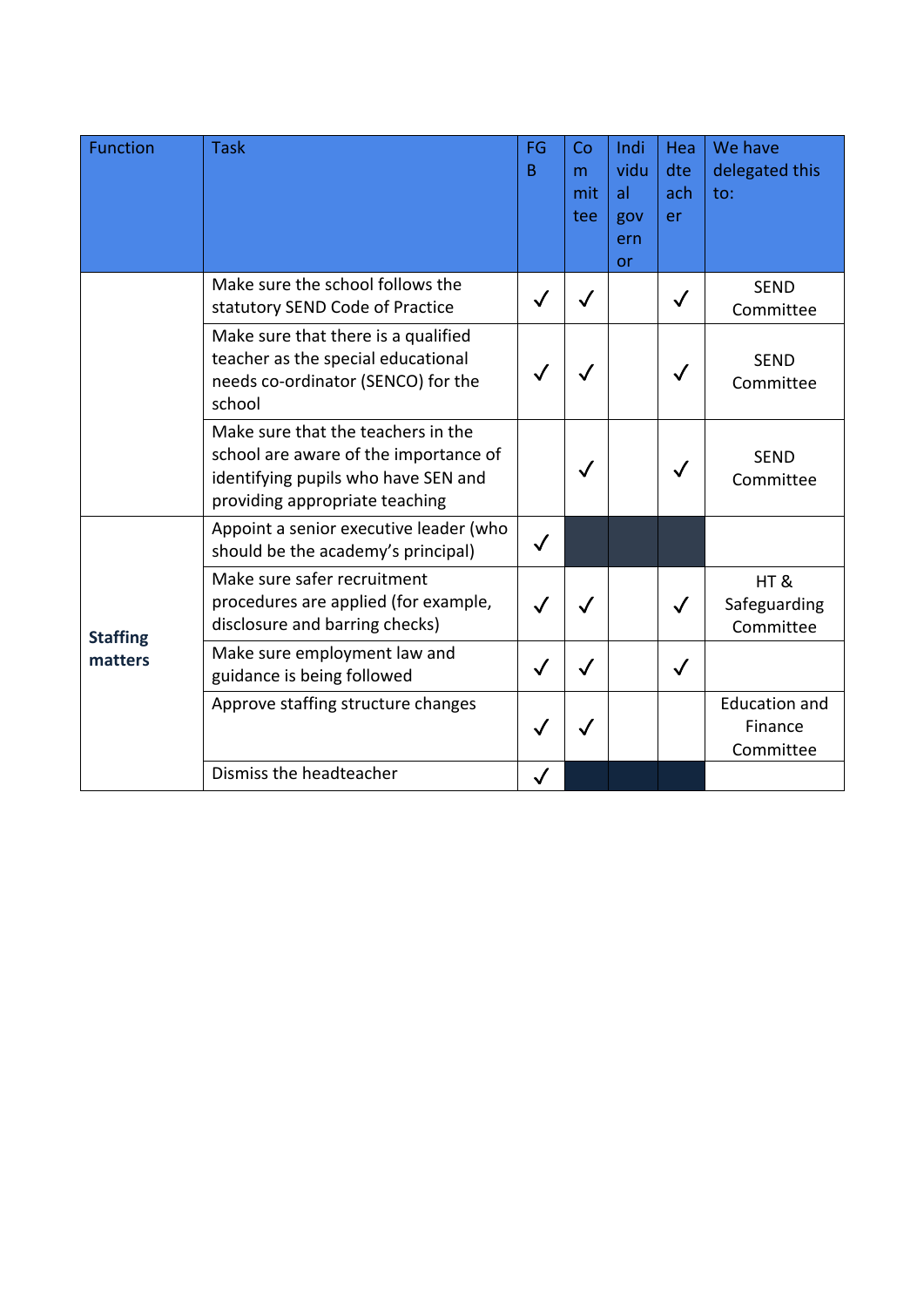| Function | Task | FGB | Committee | Individual governor | Headteacher | We have delegated this to: |
|---|---|---|---|---|---|---|
| | Make sure the school follows the statutory SEND Code of Practice | ✓ | ✓ | | ✓ | SEND Committee |
| | Make sure that there is a qualified teacher as the special educational needs co-ordinator (SENCO) for the school | ✓ | ✓ | | ✓ | SEND Committee |
| | Make sure that the teachers in the school are aware of the importance of identifying pupils who have SEN and providing appropriate teaching | | ✓ | | ✓ | SEND Committee |
| **Staffing matters** | Appoint a senior executive leader (who should be the academy's principal) | ✓ | | | | |
| | Make sure safer recruitment procedures are applied (for example, disclosure and barring checks) | ✓ | ✓ | | ✓ | HT & Safeguarding Committee |
| | Make sure employment law and guidance is being followed | ✓ | ✓ | | ✓ | |
| | Approve staffing structure changes | ✓ | ✓ | | | Education and Finance Committee |
| | Dismiss the headteacher | ✓ | | | | |